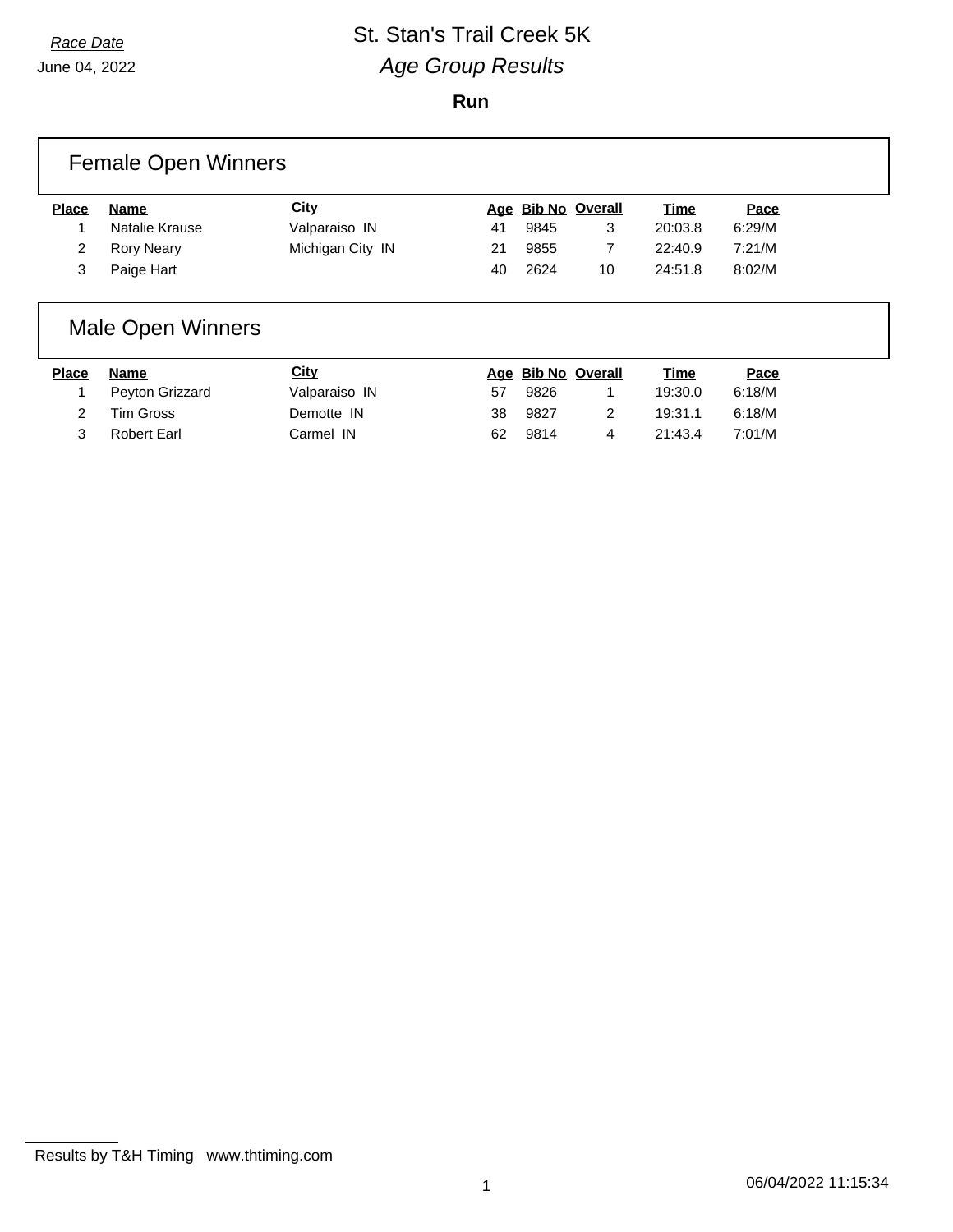*Race Date*

June 04, 2022

# St. Stan's Trail Creek 5K

## *Age Group Results*

**Run**

## Female Open Winners

| Place | Name | City | Age | Bib No | Overall | Time | Pace |
|---|---|---|---|---|---|---|---|
| 1 | Natalie Krause | Valparaiso IN | 41 | 9845 | 3 | 20:03.8 | 6:29/M |
| 2 | Rory Neary | Michigan City IN | 21 | 9855 | 7 | 22:40.9 | 7:21/M |
| 3 | Paige Hart | | 40 | 2624 | 10 | 24:51.8 | 8:02/M |

## Male Open Winners

| Place | Name | City | Age | Bib No | Overall | Time | Pace |
|---|---|---|---|---|---|---|---|
| 1 | Peyton Grizzard | Valparaiso IN | 57 | 9826 | 1 | 19:30.0 | 6:18/M |
| 2 | Tim Gross | Demotte IN | 38 | 9827 | 2 | 19:31.1 | 6:18/M |
| 3 | Robert Earl | Carmel IN | 62 | 9814 | 4 | 21:43.4 | 7:01/M |

Results by T&H Timing www.thtiming.com

06/04/2022 11:15:34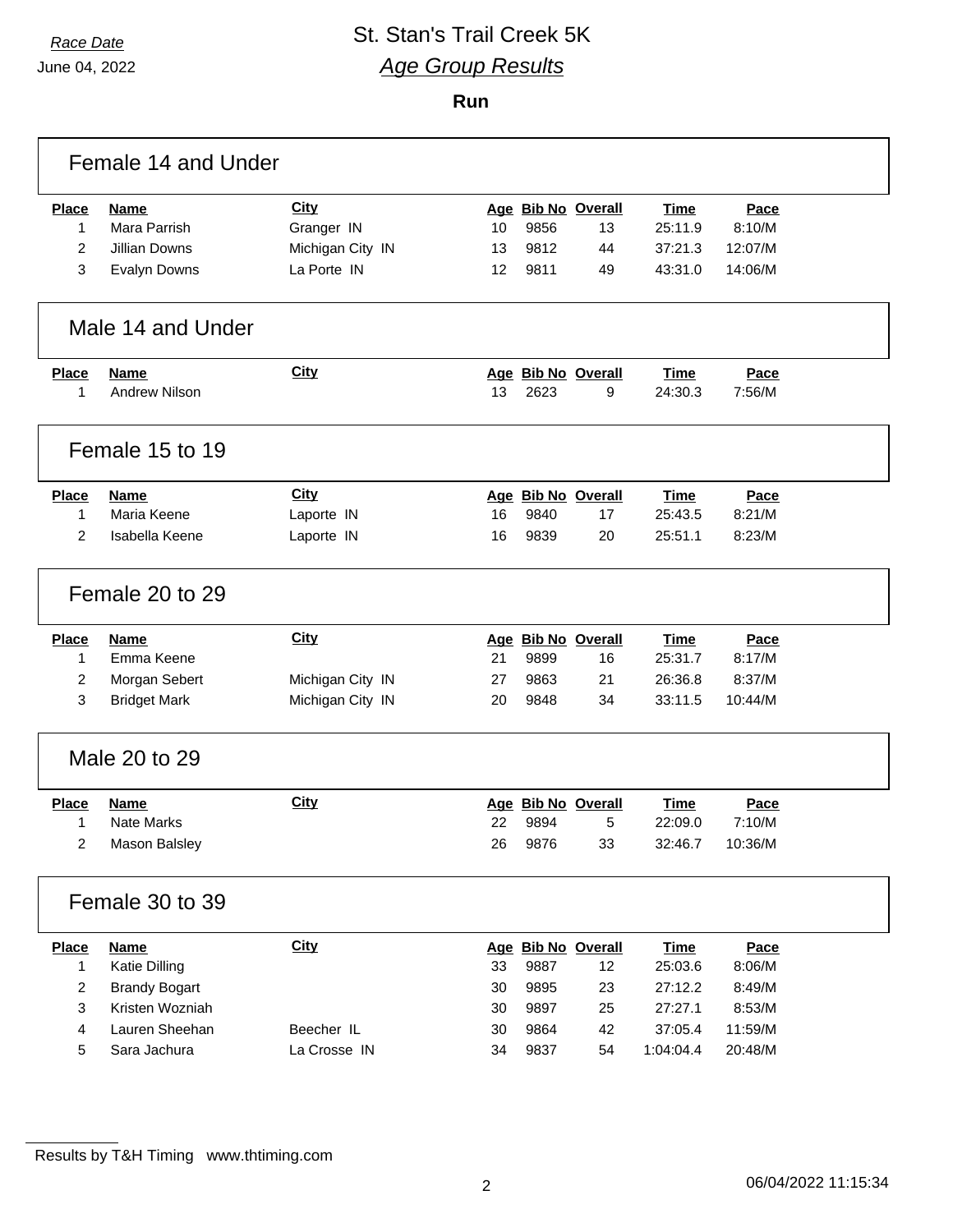Race Date

June 04, 2022

# St. Stan's Trail Creek 5K

## *Age Group Results*

**Run**

### Female 14 and Under

| Place | Name | City | Age | Bib No | Overall | Time | Pace |
|---|---|---|---|---|---|---|---|
| 1 | Mara Parrish | Granger IN | 10 | 9856 | 13 | 25:11.9 | 8:10/M |
| 2 | Jillian Downs | Michigan City IN | 13 | 9812 | 44 | 37:21.3 | 12:07/M |
| 3 | Evalyn Downs | La Porte IN | 12 | 9811 | 49 | 43:31.0 | 14:06/M |

### Male 14 and Under

| Place | Name | City | Age | Bib No | Overall | Time | Pace |
|---|---|---|---|---|---|---|---|
| 1 | Andrew Nilson | | 13 | 2623 | 9 | 24:30.3 | 7:56/M |

### Female 15 to 19

| Place | Name | City | Age | Bib No | Overall | Time | Pace |
|---|---|---|---|---|---|---|---|
| 1 | Maria Keene | Laporte IN | 16 | 9840 | 17 | 25:43.5 | 8:21/M |
| 2 | Isabella Keene | Laporte IN | 16 | 9839 | 20 | 25:51.1 | 8:23/M |

### Female 20 to 29

| Place | Name | City | Age | Bib No | Overall | Time | Pace |
|---|---|---|---|---|---|---|---|
| 1 | Emma Keene | | 21 | 9899 | 16 | 25:31.7 | 8:17/M |
| 2 | Morgan Sebert | Michigan City IN | 27 | 9863 | 21 | 26:36.8 | 8:37/M |
| 3 | Bridget Mark | Michigan City IN | 20 | 9848 | 34 | 33:11.5 | 10:44/M |

### Male 20 to 29

| Place | Name | City | Age | Bib No | Overall | Time | Pace |
|---|---|---|---|---|---|---|---|
| 1 | Nate Marks | | 22 | 9894 | 5 | 22:09.0 | 7:10/M |
| 2 | Mason Balsley | | 26 | 9876 | 33 | 32:46.7 | 10:36/M |

### Female 30 to 39

| Place | Name | City | Age | Bib No | Overall | Time | Pace |
|---|---|---|---|---|---|---|---|
| 1 | Katie Dilling | | 33 | 9887 | 12 | 25:03.6 | 8:06/M |
| 2 | Brandy Bogart | | 30 | 9895 | 23 | 27:12.2 | 8:49/M |
| 3 | Kristen Wozniah | | 30 | 9897 | 25 | 27:27.1 | 8:53/M |
| 4 | Lauren Sheehan | Beecher IL | 30 | 9864 | 42 | 37:05.4 | 11:59/M |
| 5 | Sara Jachura | La Crosse IN | 34 | 9837 | 54 | 1:04:04.4 | 20:48/M |

Results by T&H Timing www.thtiming.com

06/04/2022 11:15:34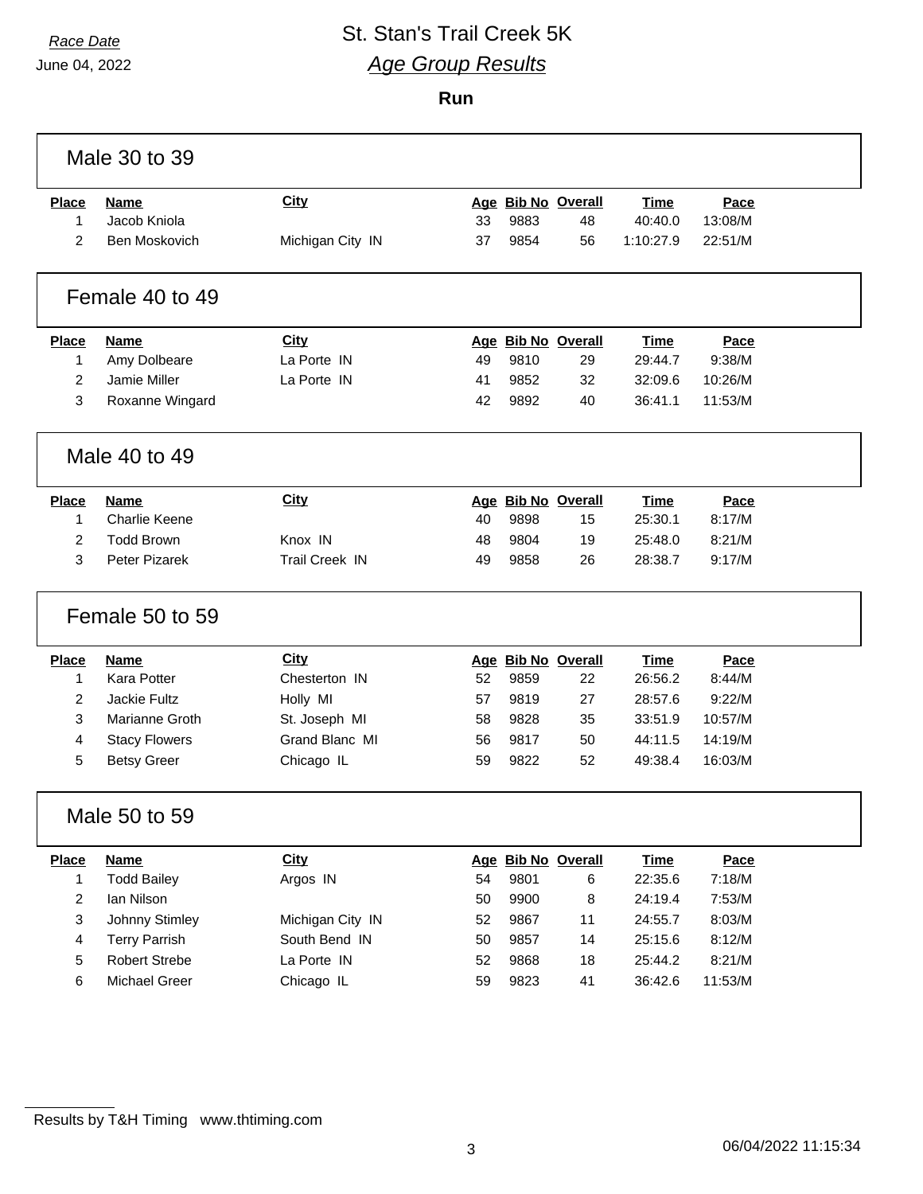Race Date
June 04, 2022

# St. Stan's Trail Creek 5K
## Age Group Results

**Run**

### Male 30 to 39

| Place | Name | City | Age | Bib No | Overall | Time | Pace |
|---|---|---|---|---|---|---|---|
| 1 | Jacob Kniola | | 33 | 9883 | 48 | 40:40.0 | 13:08/M |
| 2 | Ben Moskovich | Michigan City IN | 37 | 9854 | 56 | 1:10:27.9 | 22:51/M |

### Female 40 to 49

| Place | Name | City | Age | Bib No | Overall | Time | Pace |
|---|---|---|---|---|---|---|---|
| 1 | Amy Dolbeare | La Porte IN | 49 | 9810 | 29 | 29:44.7 | 9:38/M |
| 2 | Jamie Miller | La Porte IN | 41 | 9852 | 32 | 32:09.6 | 10:26/M |
| 3 | Roxanne Wingard | | 42 | 9892 | 40 | 36:41.1 | 11:53/M |

### Male 40 to 49

| Place | Name | City | Age | Bib No | Overall | Time | Pace |
|---|---|---|---|---|---|---|---|
| 1 | Charlie Keene | | 40 | 9898 | 15 | 25:30.1 | 8:17/M |
| 2 | Todd Brown | Knox IN | 48 | 9804 | 19 | 25:48.0 | 8:21/M |
| 3 | Peter Pizarek | Trail Creek IN | 49 | 9858 | 26 | 28:38.7 | 9:17/M |

### Female 50 to 59

| Place | Name | City | Age | Bib No | Overall | Time | Pace |
|---|---|---|---|---|---|---|---|
| 1 | Kara Potter | Chesterton IN | 52 | 9859 | 22 | 26:56.2 | 8:44/M |
| 2 | Jackie Fultz | Holly MI | 57 | 9819 | 27 | 28:57.6 | 9:22/M |
| 3 | Marianne Groth | St. Joseph MI | 58 | 9828 | 35 | 33:51.9 | 10:57/M |
| 4 | Stacy Flowers | Grand Blanc MI | 56 | 9817 | 50 | 44:11.5 | 14:19/M |
| 5 | Betsy Greer | Chicago IL | 59 | 9822 | 52 | 49:38.4 | 16:03/M |

### Male 50 to 59

| Place | Name | City | Age | Bib No | Overall | Time | Pace |
|---|---|---|---|---|---|---|---|
| 1 | Todd Bailey | Argos IN | 54 | 9801 | 6 | 22:35.6 | 7:18/M |
| 2 | Ian Nilson | | 50 | 9900 | 8 | 24:19.4 | 7:53/M |
| 3 | Johnny Stimley | Michigan City IN | 52 | 9867 | 11 | 24:55.7 | 8:03/M |
| 4 | Terry Parrish | South Bend IN | 50 | 9857 | 14 | 25:15.6 | 8:12/M |
| 5 | Robert Strebe | La Porte IN | 52 | 9868 | 18 | 25:44.2 | 8:21/M |
| 6 | Michael Greer | Chicago IL | 59 | 9823 | 41 | 36:42.6 | 11:53/M |

Results by T&H Timing www.thtiming.com

06/04/2022 11:15:34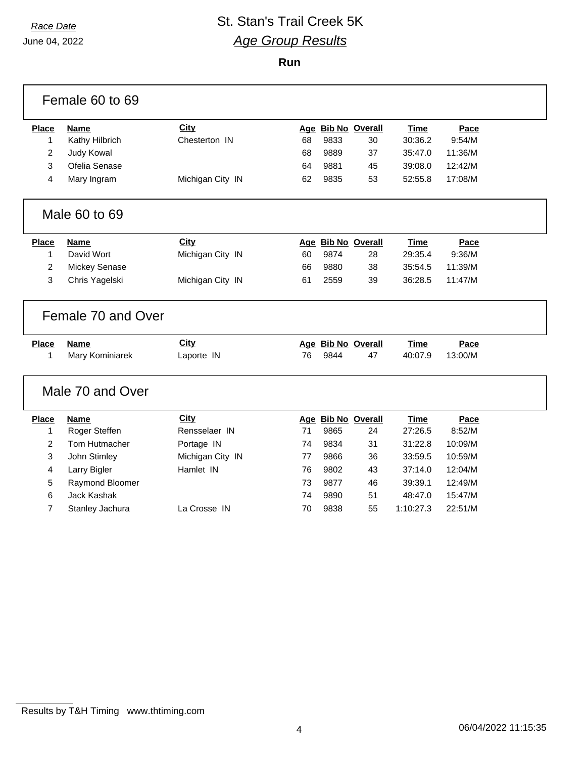Race Date

June 04, 2022

# St. Stan's Trail Creek 5K

## *Age Group Results*

**Run**

### Female 60 to 69

| Place | Name | City | Age | Bib No | Overall | Time | Pace |
|---|---|---|---|---|---|---|---|
| 1 | Kathy Hilbrich | Chesterton IN | 68 | 9833 | 30 | 30:36.2 | 9:54/M |
| 2 | Judy Kowal | | 68 | 9889 | 37 | 35:47.0 | 11:36/M |
| 3 | Ofelia Senase | | 64 | 9881 | 45 | 39:08.0 | 12:42/M |
| 4 | Mary Ingram | Michigan City IN | 62 | 9835 | 53 | 52:55.8 | 17:08/M |

### Male 60 to 69

| Place | Name | City | Age | Bib No | Overall | Time | Pace |
|---|---|---|---|---|---|---|---|
| 1 | David Wort | Michigan City IN | 60 | 9874 | 28 | 29:35.4 | 9:36/M |
| 2 | Mickey Senase | | 66 | 9880 | 38 | 35:54.5 | 11:39/M |
| 3 | Chris Yagelski | Michigan City IN | 61 | 2559 | 39 | 36:28.5 | 11:47/M |

### Female 70 and Over

| Place | Name | City | Age | Bib No | Overall | Time | Pace |
|---|---|---|---|---|---|---|---|
| 1 | Mary Kominiarek | Laporte IN | 76 | 9844 | 47 | 40:07.9 | 13:00/M |

### Male 70 and Over

| Place | Name | City | Age | Bib No | Overall | Time | Pace |
|---|---|---|---|---|---|---|---|
| 1 | Roger Steffen | Rensselaer IN | 71 | 9865 | 24 | 27:26.5 | 8:52/M |
| 2 | Tom Hutmacher | Portage IN | 74 | 9834 | 31 | 31:22.8 | 10:09/M |
| 3 | John Stimley | Michigan City IN | 77 | 9866 | 36 | 33:59.5 | 10:59/M |
| 4 | Larry Bigler | Hamlet IN | 76 | 9802 | 43 | 37:14.0 | 12:04/M |
| 5 | Raymond Bloomer | | 73 | 9877 | 46 | 39:39.1 | 12:49/M |
| 6 | Jack Kashak | | 74 | 9890 | 51 | 48:47.0 | 15:47/M |
| 7 | Stanley Jachura | La Crosse IN | 70 | 9838 | 55 | 1:10:27.3 | 22:51/M |

Results by T&H Timing www.thtiming.com

06/04/2022 11:15:35